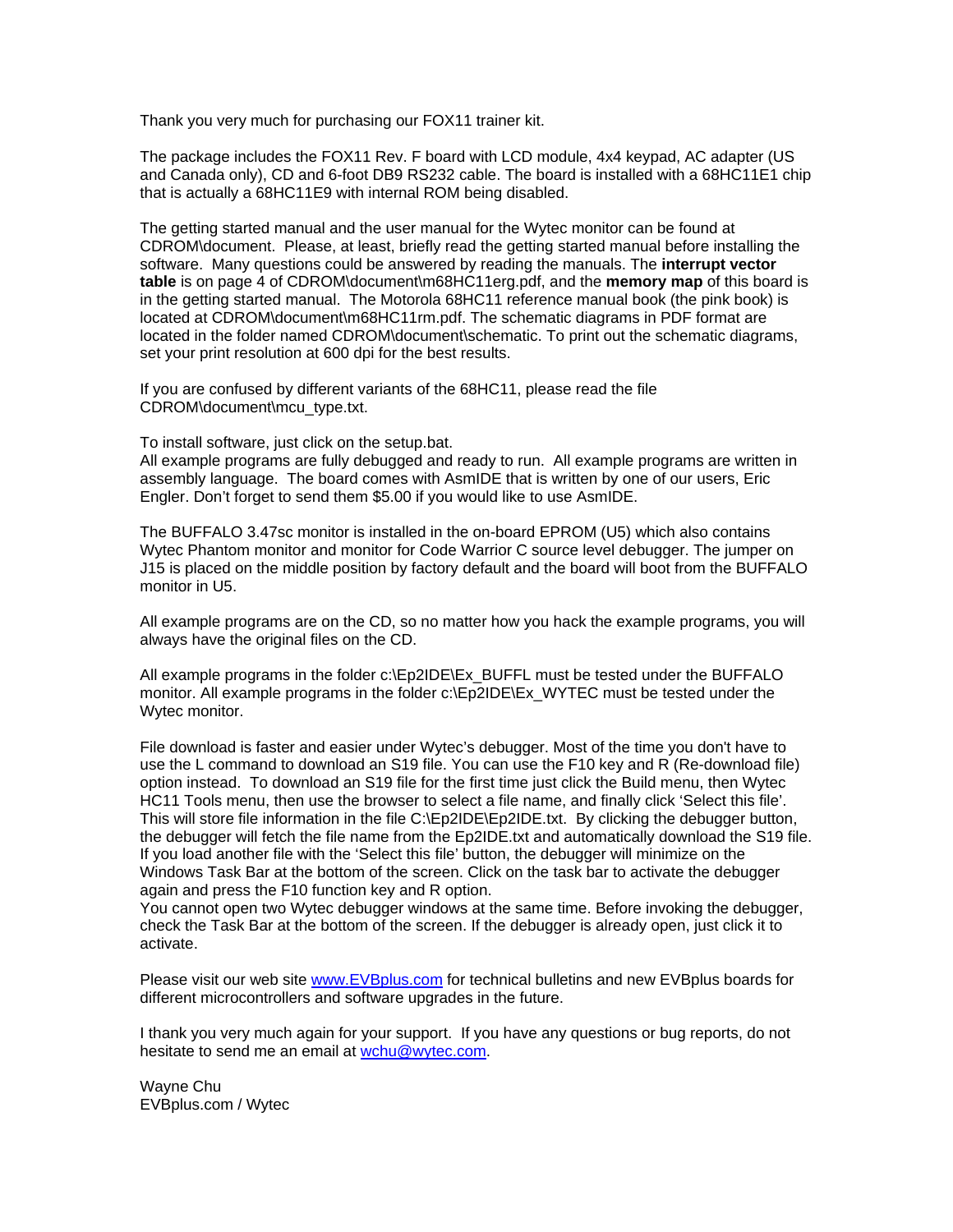Thank you very much for purchasing our FOX11 trainer kit.

The package includes the FOX11 Rev. F board with LCD module, 4x4 keypad, AC adapter (US and Canada only), CD and 6-foot DB9 RS232 cable. The board is installed with a 68HC11E1 chip that is actually a 68HC11E9 with internal ROM being disabled.

The getting started manual and the user manual for the Wytec monitor can be found at CDROM\document. Please, at least, briefly read the getting started manual before installing the software. Many questions could be answered by reading the manuals. The **interrupt vector table** is on page 4 of CDROM\document\m68HC11erg.pdf, and the **memory map** of this board is in the getting started manual. The Motorola 68HC11 reference manual book (the pink book) is located at CDROM\document\m68HC11rm.pdf. The schematic diagrams in PDF format are located in the folder named CDROM\document\schematic. To print out the schematic diagrams, set your print resolution at 600 dpi for the best results.

If you are confused by different variants of the 68HC11, please read the file CDROM\document\mcu_type.txt.

To install software, just click on the setup.bat.
All example programs are fully debugged and ready to run. All example programs are written in assembly language. The board comes with AsmIDE that is written by one of our users, Eric Engler. Don't forget to send them $5.00 if you would like to use AsmIDE.

The BUFFALO 3.47sc monitor is installed in the on-board EPROM (U5) which also contains Wytec Phantom monitor and monitor for Code Warrior C source level debugger. The jumper on J15 is placed on the middle position by factory default and the board will boot from the BUFFALO monitor in U5.

All example programs are on the CD, so no matter how you hack the example programs, you will always have the original files on the CD.

All example programs in the folder c:\Ep2IDE\Ex_BUFFL must be tested under the BUFFALO monitor. All example programs in the folder c:\Ep2IDE\Ex_WYTEC must be tested under the Wytec monitor.

File download is faster and easier under Wytec's debugger. Most of the time you don't have to use the L command to download an S19 file. You can use the F10 key and R (Re-download file) option instead. To download an S19 file for the first time just click the Build menu, then Wytec HC11 Tools menu, then use the browser to select a file name, and finally click 'Select this file'. This will store file information in the file C:\Ep2IDE\Ep2IDE.txt. By clicking the debugger button, the debugger will fetch the file name from the Ep2IDE.txt and automatically download the S19 file. If you load another file with the 'Select this file' button, the debugger will minimize on the Windows Task Bar at the bottom of the screen. Click on the task bar to activate the debugger again and press the F10 function key and R option.
You cannot open two Wytec debugger windows at the same time. Before invoking the debugger, check the Task Bar at the bottom of the screen. If the debugger is already open, just click it to activate.

Please visit our web site www.EVBplus.com for technical bulletins and new EVBplus boards for different microcontrollers and software upgrades in the future.

I thank you very much again for your support. If you have any questions or bug reports, do not hesitate to send me an email at wchu@wytec.com.

Wayne Chu
EVBplus.com / Wytec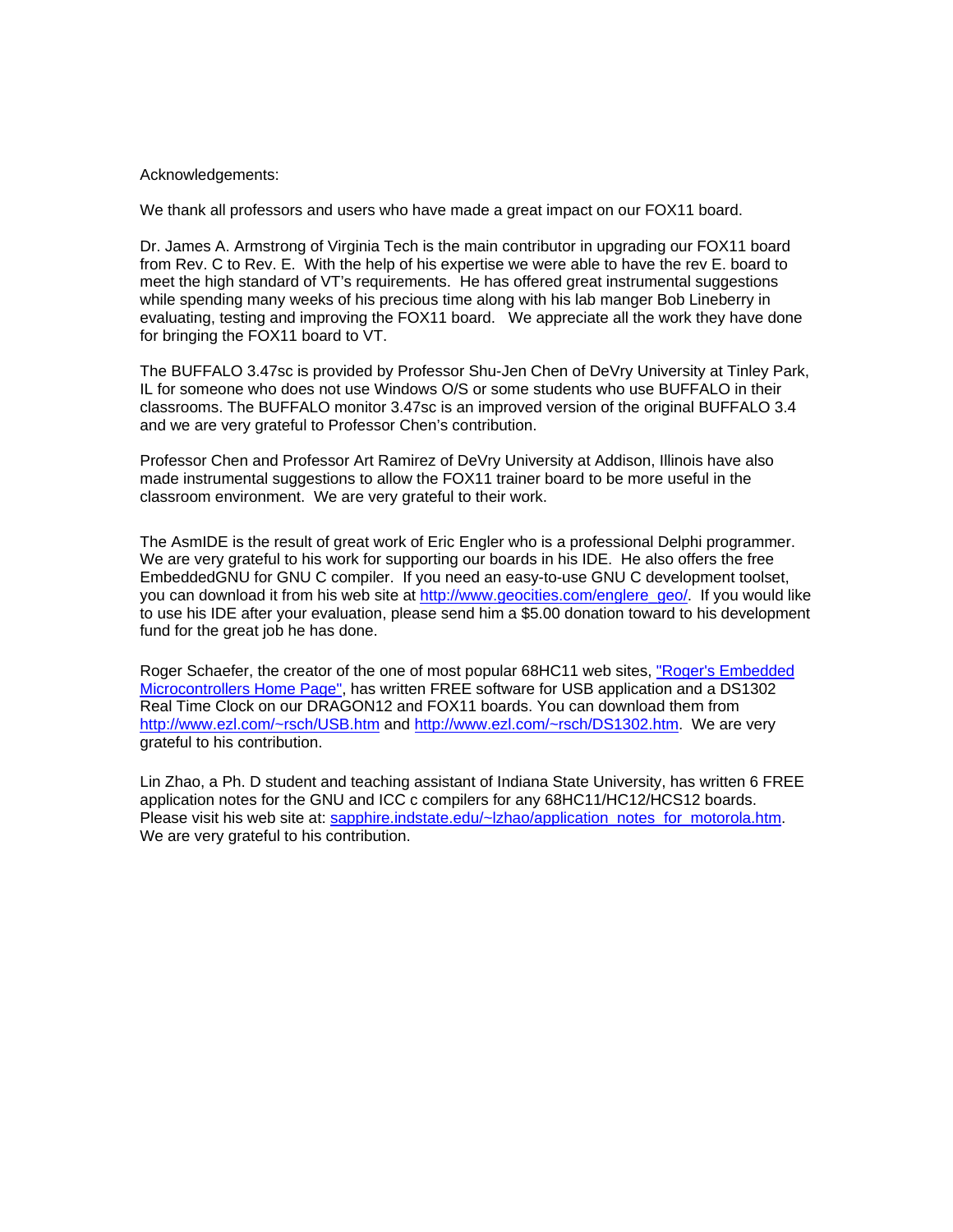Acknowledgements:

We thank all professors and users who have made a great impact on our FOX11 board.

Dr. James A. Armstrong of Virginia Tech is the main contributor in upgrading our FOX11 board from Rev. C to Rev. E. With the help of his expertise we were able to have the rev E. board to meet the high standard of VT's requirements. He has offered great instrumental suggestions while spending many weeks of his precious time along with his lab manger Bob Lineberry in evaluating, testing and improving the FOX11 board. We appreciate all the work they have done for bringing the FOX11 board to VT.

The BUFFALO 3.47sc is provided by Professor Shu-Jen Chen of DeVry University at Tinley Park, IL for someone who does not use Windows O/S or some students who use BUFFALO in their classrooms. The BUFFALO monitor 3.47sc is an improved version of the original BUFFALO 3.4 and we are very grateful to Professor Chen's contribution.

Professor Chen and Professor Art Ramirez of DeVry University at Addison, Illinois have also made instrumental suggestions to allow the FOX11 trainer board to be more useful in the classroom environment. We are very grateful to their work.

The AsmIDE is the result of great work of Eric Engler who is a professional Delphi programmer. We are very grateful to his work for supporting our boards in his IDE. He also offers the free EmbeddedGNU for GNU C compiler. If you need an easy-to-use GNU C development toolset, you can download it from his web site at [http://www.geocities.com/englere_geo/](http://www.geocities.com/englere_geo/). If you would like to use his IDE after your evaluation, please send him a $5.00 donation toward to his development fund for the great job he has done.

Roger Schaefer, the creator of the one of most popular 68HC11 web sites, ["Roger's Embedded Microcontrollers Home Page"](http://www.ezl.com/~rsch/), has written FREE software for USB application and a DS1302 Real Time Clock on our DRAGON12 and FOX11 boards. You can download them from [http://www.ezl.com/~rsch/USB.htm](http://www.ezl.com/~rsch/USB.htm) and [http://www.ezl.com/~rsch/DS1302.htm](http://www.ezl.com/~rsch/DS1302.htm). We are very grateful to his contribution.

Lin Zhao, a Ph. D student and teaching assistant of Indiana State University, has written 6 FREE application notes for the GNU and ICC c compilers for any 68HC11/HC12/HCS12 boards. Please visit his web site at: [sapphire.indstate.edu/~lzhao/application_notes_for_motorola.htm](sapphire.indstate.edu/~lzhao/application_notes_for_motorola.htm). We are very grateful to his contribution.